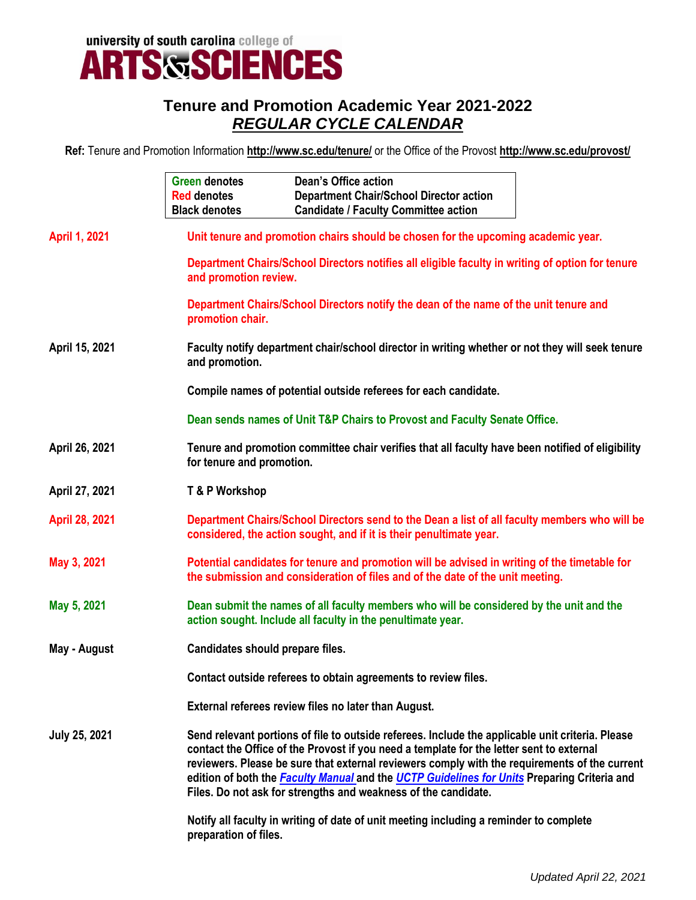university of south carolina college of
**ARTS & SCIENCES**

# Tenure and Promotion Academic Year 2021-2022
## *REGULAR CYCLE CALENDAR*

**Ref:** Tenure and Promotion Information **http://www.sc.edu/tenure/** or the Office of the Provost **http://www.sc.edu/provost/**

| | |
|---|---|
| Green denotes | Dean's Office action |
| Red denotes | Department Chair/School Director action |
| Black denotes | Candidate / Faculty Committee action |

**April 1, 2021**

**Unit tenure and promotion chairs should be chosen for the upcoming academic year.**

**Department Chairs/School Directors notifies all eligible faculty in writing of option for tenure and promotion review.**

**Department Chairs/School Directors notify the dean of the name of the unit tenure and promotion chair.**

**April 15, 2021**

**Faculty notify department chair/school director in writing whether or not they will seek tenure and promotion.**

**Compile names of potential outside referees for each candidate.**

**Dean sends names of Unit T&P Chairs to Provost and Faculty Senate Office.**

**April 26, 2021**

**Tenure and promotion committee chair verifies that all faculty have been notified of eligibility for tenure and promotion.**

**April 27, 2021**

**T & P Workshop**

**April 28, 2021**

**Department Chairs/School Directors send to the Dean a list of all faculty members who will be considered, the action sought, and if it is their penultimate year.**

**May 3, 2021**

**Potential candidates for tenure and promotion will be advised in writing of the timetable for the submission and consideration of files and of the date of the unit meeting.**

**May 5, 2021**

**Dean submit the names of all faculty members who will be considered by the unit and the action sought. Include all faculty in the penultimate year.**

**May - August**

**Candidates should prepare files.**

**Contact outside referees to obtain agreements to review files.**

**External referees review files no later than August.**

**July 25, 2021**

**Send relevant portions of file to outside referees. Include the applicable unit criteria. Please contact the Office of the Provost if you need a template for the letter sent to external reviewers. Please be sure that external reviewers comply with the requirements of the current edition of both the *Faculty Manual* and the *UCTP Guidelines for Units* Preparing Criteria and Files. Do not ask for strengths and weakness of the candidate.**

**Notify all faculty in writing of date of unit meeting including a reminder to complete preparation of files.**

*Updated April 22, 2021*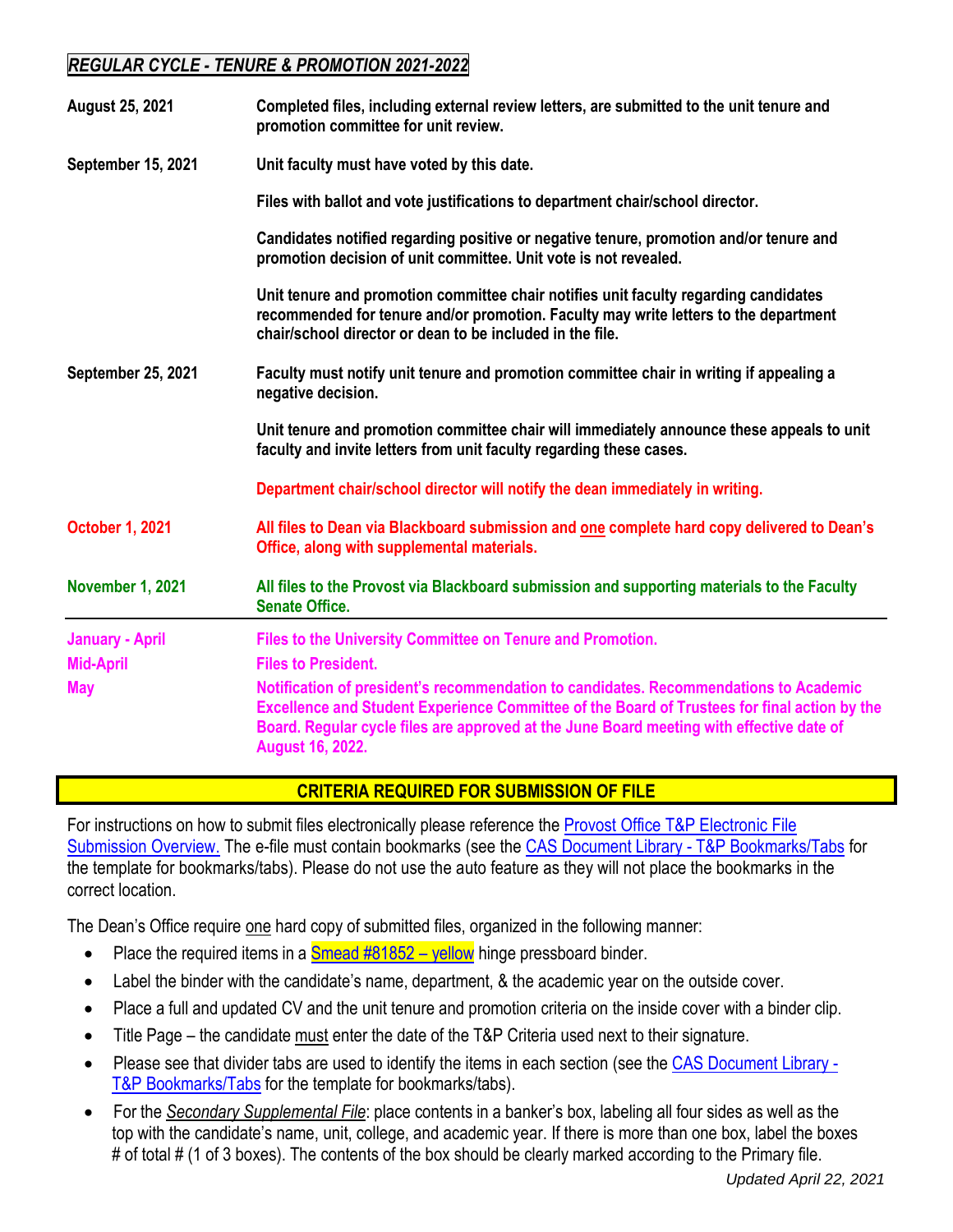## *REGULAR CYCLE - TENURE & PROMOTION 2021-2022*

| | |
|---|---|
| **August 25, 2021** | **Completed files, including external review letters, are submitted to the unit tenure and promotion committee for unit review.** |
| **September 15, 2021** | **Unit faculty must have voted by this date.** |
| | **Files with ballot and vote justifications to department chair/school director.** |
| | **Candidates notified regarding positive or negative tenure, promotion and/or tenure and promotion decision of unit committee. Unit vote is not revealed.** |
| | **Unit tenure and promotion committee chair notifies unit faculty regarding candidates recommended for tenure and/or promotion. Faculty may write letters to the department chair/school director or dean to be included in the file.** |
| **September 25, 2021** | **Faculty must notify unit tenure and promotion committee chair in writing if appealing a negative decision.** |
| | **Unit tenure and promotion committee chair will immediately announce these appeals to unit faculty and invite letters from unit faculty regarding these cases.** |
| | **Department chair/school director will notify the dean immediately in writing.** |
| **October 1, 2021** | **All files to Dean via Blackboard submission and one complete hard copy delivered to Dean's Office, along with supplemental materials.** |
| **November 1, 2021** | **All files to the Provost via Blackboard submission and supporting materials to the Faculty Senate Office.** |
| **January - April** | **Files to the University Committee on Tenure and Promotion.** |
| **Mid-April** | **Files to President.** |
| **May** | **Notification of president's recommendation to candidates. Recommendations to Academic Excellence and Student Experience Committee of the Board of Trustees for final action by the Board. Regular cycle files are approved at the June Board meeting with effective date of August 16, 2022.** |

## CRITERIA REQUIRED FOR SUBMISSION OF FILE

For instructions on how to submit files electronically please reference the Provost Office T&P Electronic File Submission Overview. The e-file must contain bookmarks (see the CAS Document Library - T&P Bookmarks/Tabs for the template for bookmarks/tabs). Please do not use the auto feature as they will not place the bookmarks in the correct location.

The Dean's Office require one hard copy of submitted files, organized in the following manner:

- Place the required items in a Smead #81852 – yellow hinge pressboard binder.
- Label the binder with the candidate's name, department, & the academic year on the outside cover.
- Place a full and updated CV and the unit tenure and promotion criteria on the inside cover with a binder clip.
- Title Page – the candidate must enter the date of the T&P Criteria used next to their signature.
- Please see that divider tabs are used to identify the items in each section (see the CAS Document Library - T&P Bookmarks/Tabs for the template for bookmarks/tabs).
- For the *Secondary Supplemental File*: place contents in a banker's box, labeling all four sides as well as the top with the candidate's name, unit, college, and academic year. If there is more than one box, label the boxes # of total # (1 of 3 boxes). The contents of the box should be clearly marked according to the Primary file.

*Updated April 22, 2021*